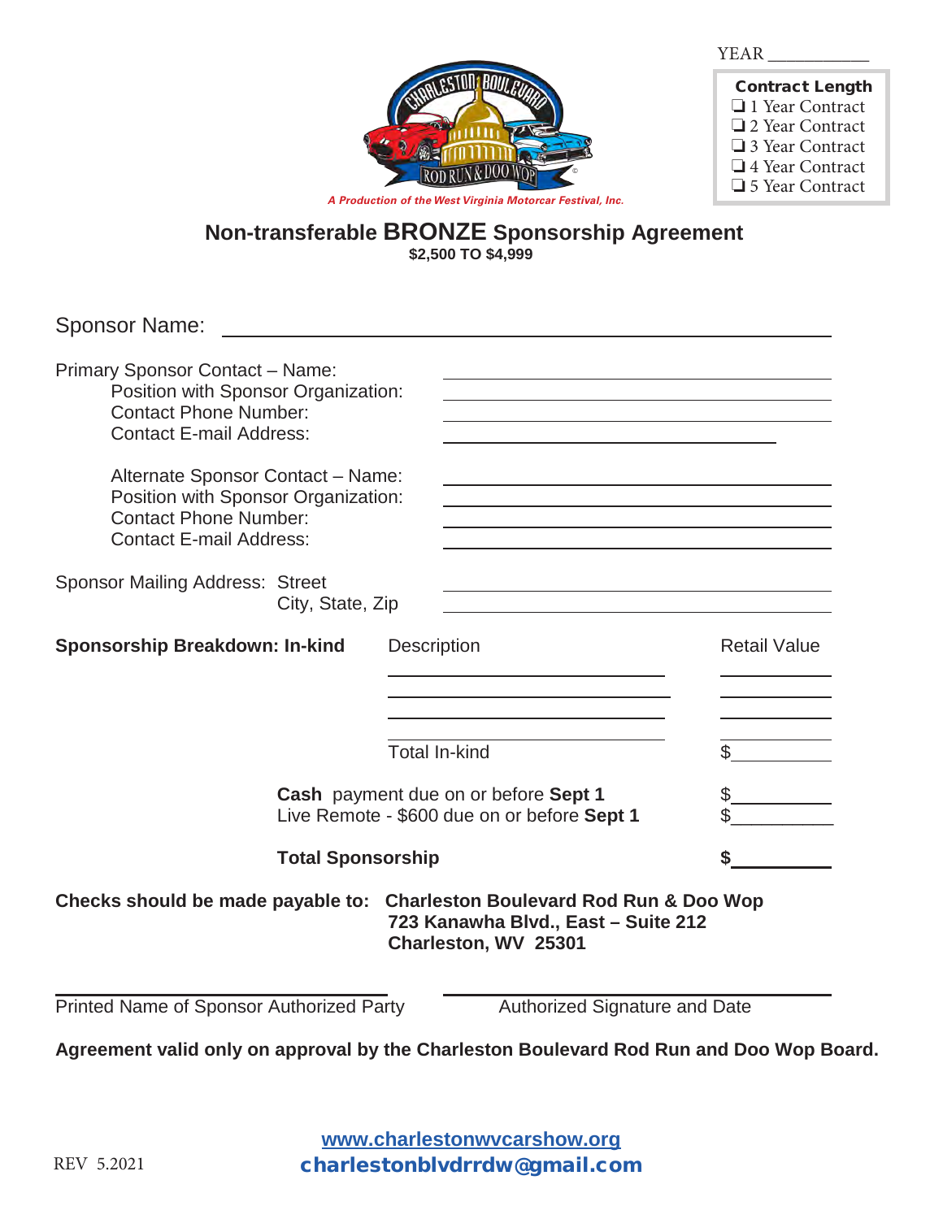YEAR ___________

**Contract Length**

- ❑ 1 Year Contract
- ❑ 2 Year Contract
- ❑ 3 Year Contract
- ❑ 4 Year Contract
- ❑ 5 Year Contract

*A Production of the West Virginia Motorcar Festival, Inc.*

## Non-transferable BRONZE Sponsorship Agreement

**$2,500 TO $4,999**

Sponsor Name: ______________________________________________

Primary Sponsor Contact – Name: ______________________________
Position with Sponsor Organization: ______________________________
Contact Phone Number: ______________________________
Contact E-mail Address: ______________________________

Alternate Sponsor Contact – Name: ______________________________
Position with Sponsor Organization: ______________________________
Contact Phone Number: ______________________________
Contact E-mail Address: ______________________________

Sponsor Mailing Address: Street ______________________________
City, State, Zip ______________________________

| **Sponsorship Breakdown: In-kind** | Description | Retail Value |
|---|---|---|
| | ____________________ | __________ |
| | ____________________ | __________ |
| | ____________________ | __________ |
| | Total In-kind | $__________ |
| **Cash** payment due on or before **Sept 1** | | $__________ |
| Live Remote - $600 due on or before **Sept 1** | | $__________ |
| **Total Sponsorship** | | **$**__________ |

**Checks should be made payable to: Charleston Boulevard Rod Run & Doo Wop**
**723 Kanawha Blvd., East – Suite 212**
**Charleston, WV 25301**

______________________________ ______________________________
Printed Name of Sponsor Authorized Party    Authorized Signature and Date

**Agreement valid only on approval by the Charleston Boulevard Rod Run and Doo Wop Board.**

REV 5.2021

www.charlestonwvcarshow.org
charlestonblvdrrdw@gmail.com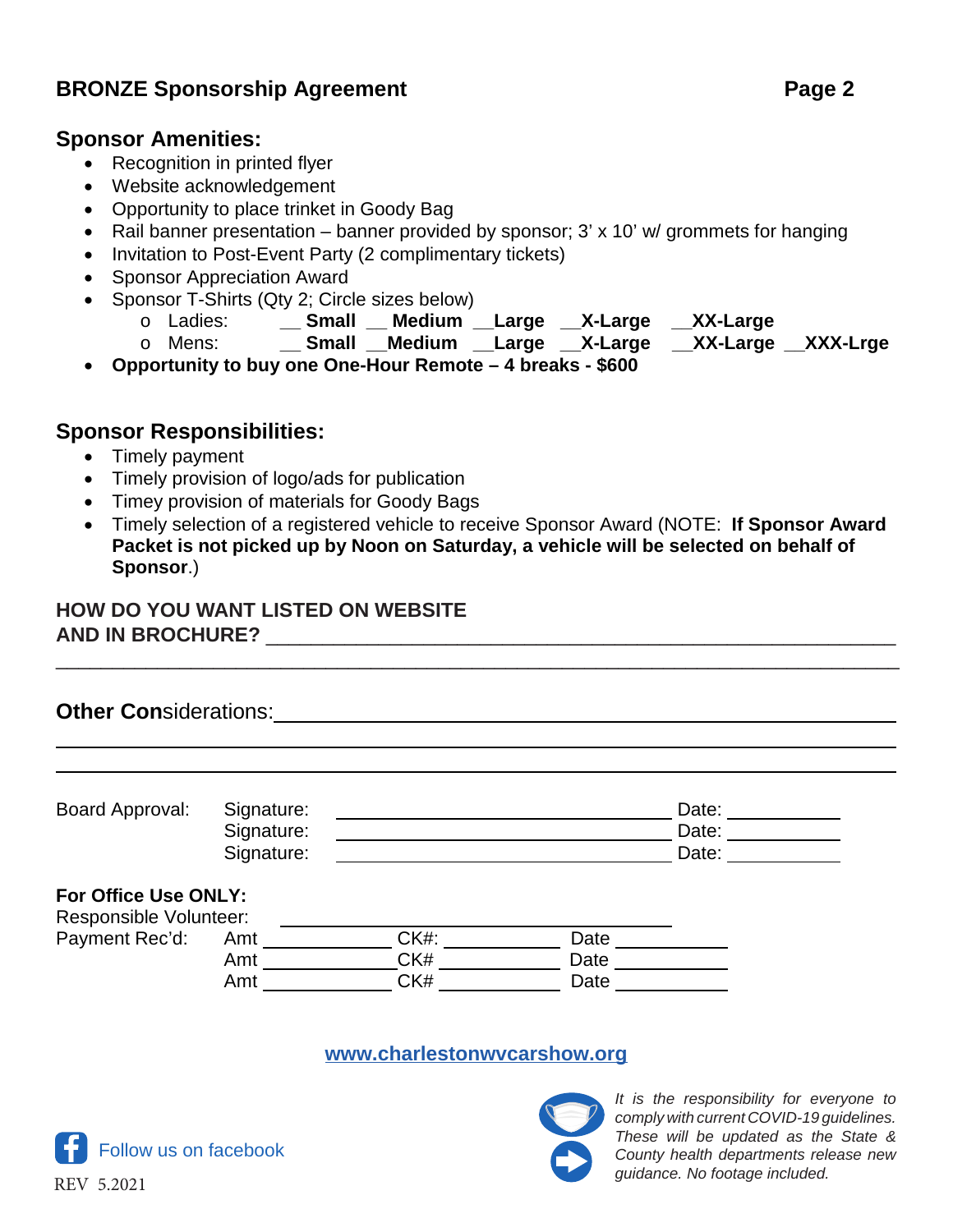## BRONZE Sponsorship Agreement

### Sponsor Amenities:

- Recognition in printed flyer
- Website acknowledgement
- Opportunity to place trinket in Goody Bag
- Rail banner presentation – banner provided by sponsor; 3' x 10' w/ grommets for hanging
- Invitation to Post-Event Party (2 complimentary tickets)
- Sponsor Appreciation Award
- Sponsor T-Shirts (Qty 2; Circle sizes below)
  - Ladies: **__ Small __ Medium __Large __X-Large __XX-Large**
  - Mens: **__ Small __Medium __Large __X-Large __XX-Large __XXX-Lrge**
- **Opportunity to buy one One-Hour Remote – 4 breaks - $600**

### Sponsor Responsibilities:

- Timely payment
- Timely provision of logo/ads for publication
- Timey provision of materials for Goody Bags
- Timely selection of a registered vehicle to receive Sponsor Award (NOTE: **If Sponsor Award Packet is not picked up by Noon on Saturday, a vehicle will be selected on behalf of Sponsor**.)

**HOW DO YOU WANT LISTED ON WEBSITE AND IN BROCHURE?** ________________________________________________

______________________________________________________________________

**Other Con**siderations: ______________________________________________

______________________________________________________________________

______________________________________________________________________

Board Approval: Signature: ______________________ Date: __________
Signature: ______________________ Date: __________
Signature: ______________________ Date: __________

**For Office Use ONLY:**

Responsible Volunteer: ______________________

Payment Rec'd: Amt __________ CK#: __________ Date __________
Amt __________ CK# __________ Date __________
Amt __________ CK# __________ Date __________

**www.charlestonwvcarshow.org**

Follow us on facebook

*It is the responsibility for everyone to comply with current COVID-19 guidelines. These will be updated as the State & County health departments release new guidance. No footage included.*

REV 5.2021